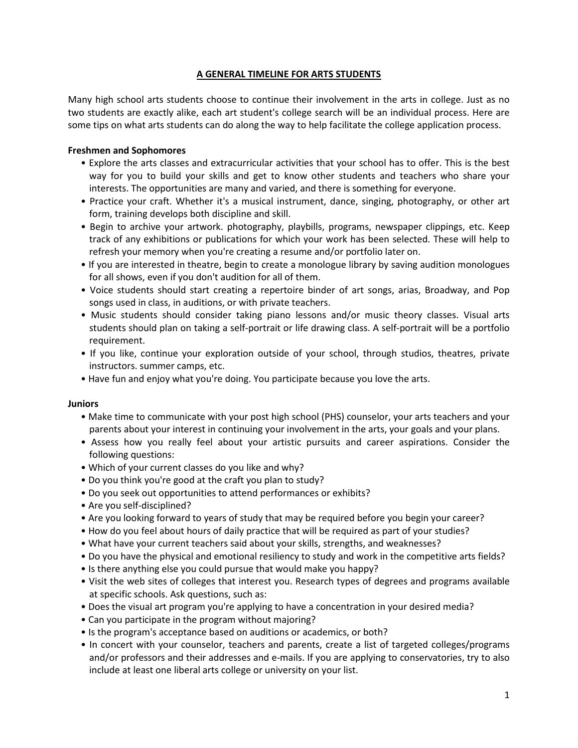# A GENERAL TIMELINE FOR ARTS STUDENTS

Many high school arts students choose to continue their involvement in the arts in college. Just as no two students are exactly alike, each art student's college search will be an individual process. Here are some tips on what arts students can do along the way to help facilitate the college application process.

**Freshmen and Sophomores**

- Explore the arts classes and extracurricular activities that your school has to offer. This is the best way for you to build your skills and get to know other students and teachers who share your interests. The opportunities are many and varied, and there is something for everyone.
- Practice your craft. Whether it's a musical instrument, dance, singing, photography, or other art form, training develops both discipline and skill.
- Begin to archive your artwork. photography, playbills, programs, newspaper clippings, etc. Keep track of any exhibitions or publications for which your work has been selected. These will help to refresh your memory when you're creating a resume and/or portfolio later on.
- If you are interested in theatre, begin to create a monologue library by saving audition monologues for all shows, even if you don't audition for all of them.
- Voice students should start creating a repertoire binder of art songs, arias, Broadway, and Pop songs used in class, in auditions, or with private teachers.
- Music students should consider taking piano lessons and/or music theory classes. Visual arts students should plan on taking a self-portrait or life drawing class. A self-portrait will be a portfolio requirement.
- If you like, continue your exploration outside of your school, through studios, theatres, private instructors. summer camps, etc.
- Have fun and enjoy what you're doing. You participate because you love the arts.

**Juniors**

- Make time to communicate with your post high school (PHS) counselor, your arts teachers and your parents about your interest in continuing your involvement in the arts, your goals and your plans.
- Assess how you really feel about your artistic pursuits and career aspirations. Consider the following questions:
- Which of your current classes do you like and why?
- Do you think you're good at the craft you plan to study?
- Do you seek out opportunities to attend performances or exhibits?
- Are you self-disciplined?
- Are you looking forward to years of study that may be required before you begin your career?
- How do you feel about hours of daily practice that will be required as part of your studies?
- What have your current teachers said about your skills, strengths, and weaknesses?
- Do you have the physical and emotional resiliency to study and work in the competitive arts fields?
- Is there anything else you could pursue that would make you happy?
- Visit the web sites of colleges that interest you. Research types of degrees and programs available at specific schools. Ask questions, such as:
- Does the visual art program you're applying to have a concentration in your desired media?
- Can you participate in the program without majoring?
- Is the program's acceptance based on auditions or academics, or both?
- In concert with your counselor, teachers and parents, create a list of targeted colleges/programs and/or professors and their addresses and e-mails. If you are applying to conservatories, try to also include at least one liberal arts college or university on your list.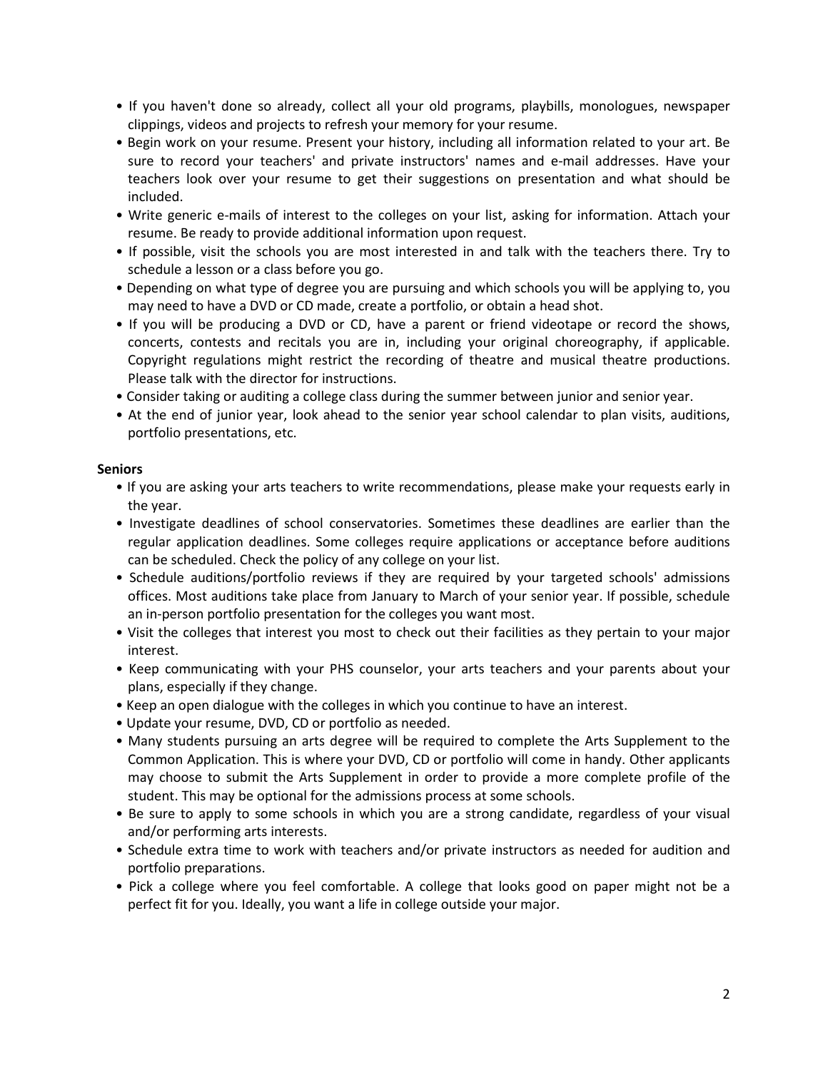- If you haven't done so already, collect all your old programs, playbills, monologues, newspaper clippings, videos and projects to refresh your memory for your resume.
- Begin work on your resume. Present your history, including all information related to your art. Be sure to record your teachers' and private instructors' names and e-mail addresses. Have your teachers look over your resume to get their suggestions on presentation and what should be included.
- Write generic e-mails of interest to the colleges on your list, asking for information. Attach your resume. Be ready to provide additional information upon request.
- If possible, visit the schools you are most interested in and talk with the teachers there. Try to schedule a lesson or a class before you go.
- Depending on what type of degree you are pursuing and which schools you will be applying to, you may need to have a DVD or CD made, create a portfolio, or obtain a head shot.
- If you will be producing a DVD or CD, have a parent or friend videotape or record the shows, concerts, contests and recitals you are in, including your original choreography, if applicable. Copyright regulations might restrict the recording of theatre and musical theatre productions. Please talk with the director for instructions.
- Consider taking or auditing a college class during the summer between junior and senior year.
- At the end of junior year, look ahead to the senior year school calendar to plan visits, auditions, portfolio presentations, etc.

**Seniors**

- If you are asking your arts teachers to write recommendations, please make your requests early in the year.
- Investigate deadlines of school conservatories. Sometimes these deadlines are earlier than the regular application deadlines. Some colleges require applications or acceptance before auditions can be scheduled. Check the policy of any college on your list.
- Schedule auditions/portfolio reviews if they are required by your targeted schools' admissions offices. Most auditions take place from January to March of your senior year. If possible, schedule an in-person portfolio presentation for the colleges you want most.
- Visit the colleges that interest you most to check out their facilities as they pertain to your major interest.
- Keep communicating with your PHS counselor, your arts teachers and your parents about your plans, especially if they change.
- Keep an open dialogue with the colleges in which you continue to have an interest.
- Update your resume, DVD, CD or portfolio as needed.
- Many students pursuing an arts degree will be required to complete the Arts Supplement to the Common Application. This is where your DVD, CD or portfolio will come in handy. Other applicants may choose to submit the Arts Supplement in order to provide a more complete profile of the student. This may be optional for the admissions process at some schools.
- Be sure to apply to some schools in which you are a strong candidate, regardless of your visual and/or performing arts interests.
- Schedule extra time to work with teachers and/or private instructors as needed for audition and portfolio preparations.
- Pick a college where you feel comfortable. A college that looks good on paper might not be a perfect fit for you. Ideally, you want a life in college outside your major.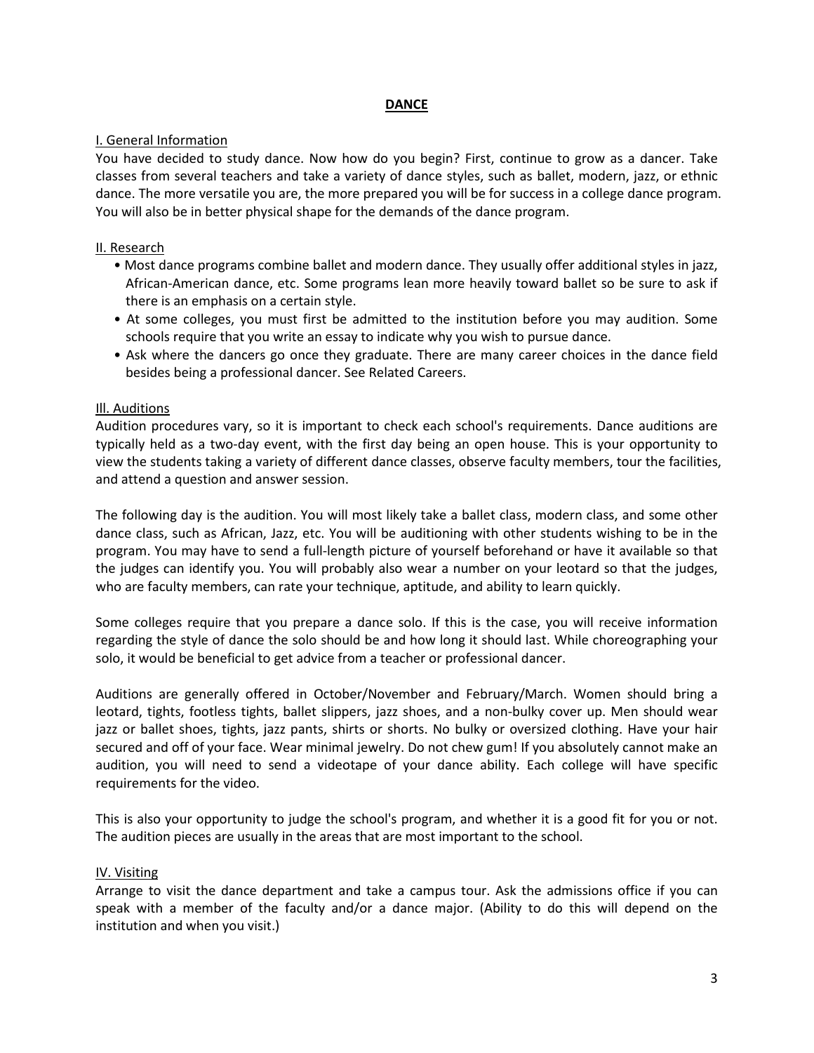# DANCE

## I. General Information

You have decided to study dance. Now how do you begin? First, continue to grow as a dancer. Take classes from several teachers and take a variety of dance styles, such as ballet, modern, jazz, or ethnic dance. The more versatile you are, the more prepared you will be for success in a college dance program. You will also be in better physical shape for the demands of the dance program.

## II. Research

- Most dance programs combine ballet and modern dance. They usually offer additional styles in jazz, African-American dance, etc. Some programs lean more heavily toward ballet so be sure to ask if there is an emphasis on a certain style.
- At some colleges, you must first be admitted to the institution before you may audition. Some schools require that you write an essay to indicate why you wish to pursue dance.
- Ask where the dancers go once they graduate. There are many career choices in the dance field besides being a professional dancer. See Related Careers.

## Ill. Auditions

Audition procedures vary, so it is important to check each school's requirements. Dance auditions are typically held as a two-day event, with the first day being an open house. This is your opportunity to view the students taking a variety of different dance classes, observe faculty members, tour the facilities, and attend a question and answer session.

The following day is the audition. You will most likely take a ballet class, modern class, and some other dance class, such as African, Jazz, etc. You will be auditioning with other students wishing to be in the program. You may have to send a full-length picture of yourself beforehand or have it available so that the judges can identify you. You will probably also wear a number on your leotard so that the judges, who are faculty members, can rate your technique, aptitude, and ability to learn quickly.

Some colleges require that you prepare a dance solo. If this is the case, you will receive information regarding the style of dance the solo should be and how long it should last. While choreographing your solo, it would be beneficial to get advice from a teacher or professional dancer.

Auditions are generally offered in October/November and February/March. Women should bring a leotard, tights, footless tights, ballet slippers, jazz shoes, and a non-bulky cover up. Men should wear jazz or ballet shoes, tights, jazz pants, shirts or shorts. No bulky or oversized clothing. Have your hair secured and off of your face. Wear minimal jewelry. Do not chew gum! If you absolutely cannot make an audition, you will need to send a videotape of your dance ability. Each college will have specific requirements for the video.

This is also your opportunity to judge the school's program, and whether it is a good fit for you or not. The audition pieces are usually in the areas that are most important to the school.

## IV. Visiting

Arrange to visit the dance department and take a campus tour. Ask the admissions office if you can speak with a member of the faculty and/or a dance major. (Ability to do this will depend on the institution and when you visit.)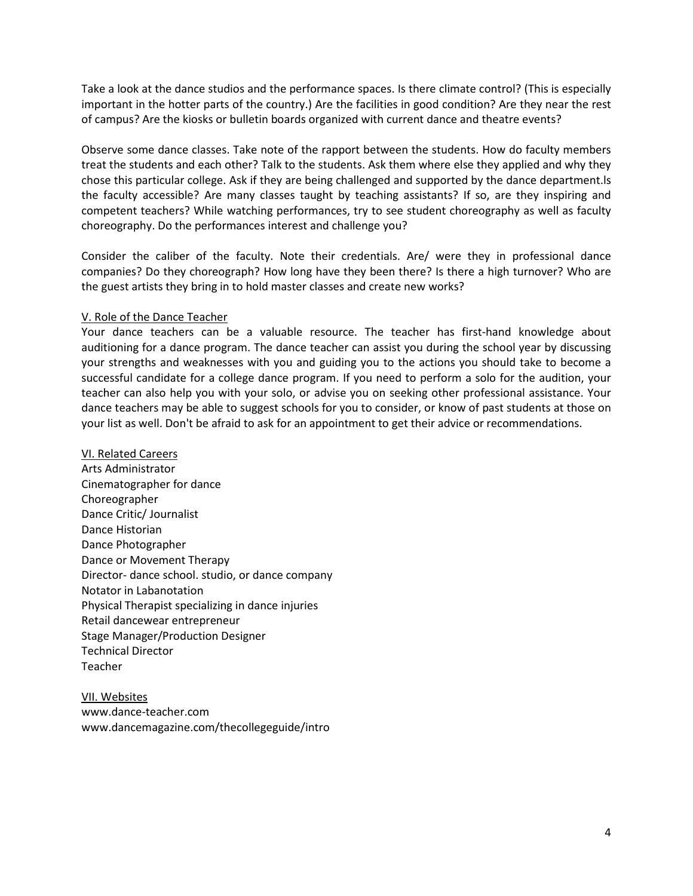Take a look at the dance studios and the performance spaces. Is there climate control? (This is especially important in the hotter parts of the country.) Are the facilities in good condition? Are they near the rest of campus? Are the kiosks or bulletin boards organized with current dance and theatre events?

Observe some dance classes. Take note of the rapport between the students. How do faculty members treat the students and each other? Talk to the students. Ask them where else they applied and why they chose this particular college. Ask if they are being challenged and supported by the dance department.ls the faculty accessible? Are many classes taught by teaching assistants? If so, are they inspiring and competent teachers? While watching performances, try to see student choreography as well as faculty choreography. Do the performances interest and challenge you?

Consider the caliber of the faculty. Note their credentials. Are/ were they in professional dance companies? Do they choreograph? How long have they been there? Is there a high turnover? Who are the guest artists they bring in to hold master classes and create new works?

## V. Role of the Dance Teacher

Your dance teachers can be a valuable resource. The teacher has first-hand knowledge about auditioning for a dance program. The dance teacher can assist you during the school year by discussing your strengths and weaknesses with you and guiding you to the actions you should take to become a successful candidate for a college dance program. If you need to perform a solo for the audition, your teacher can also help you with your solo, or advise you on seeking other professional assistance. Your dance teachers may be able to suggest schools for you to consider, or know of past students at those on your list as well. Don't be afraid to ask for an appointment to get their advice or recommendations.

## VI. Related Careers

Arts Administrator  
Cinematographer for dance  
Choreographer  
Dance Critic/ Journalist  
Dance Historian  
Dance Photographer  
Dance or Movement Therapy  
Director- dance school. studio, or dance company  
Notator in Labanotation  
Physical Therapist specializing in dance injuries  
Retail dancewear entrepreneur  
Stage Manager/Production Designer  
Technical Director  
Teacher

## VII. Websites

www.dance-teacher.com  
www.dancemagazine.com/thecollegeguide/intro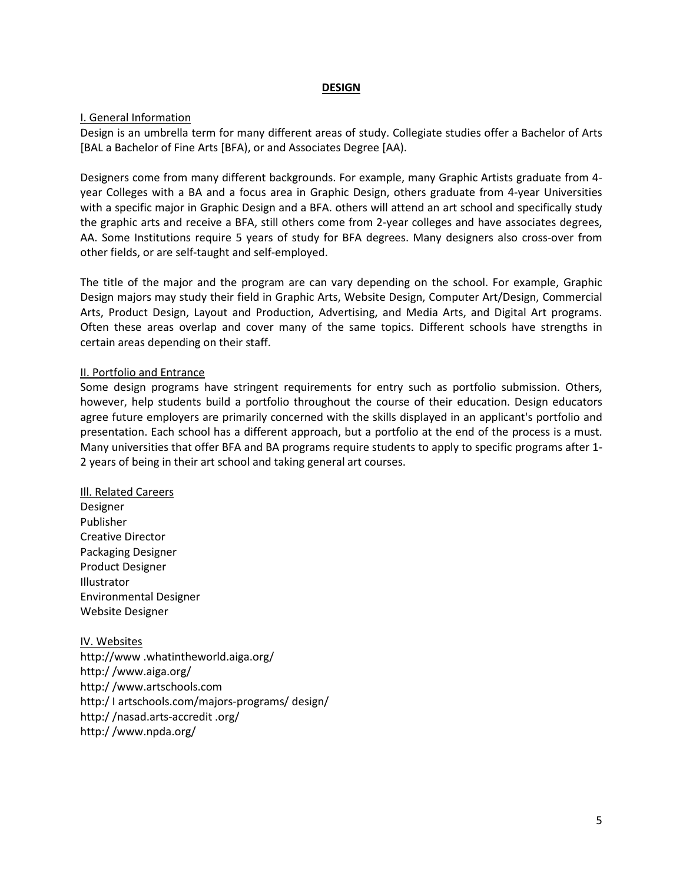# DESIGN

## I. General Information

Design is an umbrella term for many different areas of study. Collegiate studies offer a Bachelor of Arts [BAL a Bachelor of Fine Arts [BFA), or and Associates Degree [AA).

Designers come from many different backgrounds. For example, many Graphic Artists graduate from 4-year Colleges with a BA and a focus area in Graphic Design, others graduate from 4-year Universities with a specific major in Graphic Design and a BFA. others will attend an art school and specifically study the graphic arts and receive a BFA, still others come from 2-year colleges and have associates degrees, AA. Some Institutions require 5 years of study for BFA degrees. Many designers also cross-over from other fields, or are self-taught and self-employed.

The title of the major and the program are can vary depending on the school. For example, Graphic Design majors may study their field in Graphic Arts, Website Design, Computer Art/Design, Commercial Arts, Product Design, Layout and Production, Advertising, and Media Arts, and Digital Art programs. Often these areas overlap and cover many of the same topics. Different schools have strengths in certain areas depending on their staff.

## II. Portfolio and Entrance

Some design programs have stringent requirements for entry such as portfolio submission. Others, however, help students build a portfolio throughout the course of their education. Design educators agree future employers are primarily concerned with the skills displayed in an applicant's portfolio and presentation. Each school has a different approach, but a portfolio at the end of the process is a must. Many universities that offer BFA and BA programs require students to apply to specific programs after 1-2 years of being in their art school and taking general art courses.

## Ill. Related Careers

Designer
Publisher
Creative Director
Packaging Designer
Product Designer
Illustrator
Environmental Designer
Website Designer

## IV. Websites

http://www .whatintheworld.aiga.org/
http:/ /www.aiga.org/
http:/ /www.artschools.com
http:/ I artschools.com/majors-programs/ design/
http:/ /nasad.arts-accredit .org/
http:/ /www.npda.org/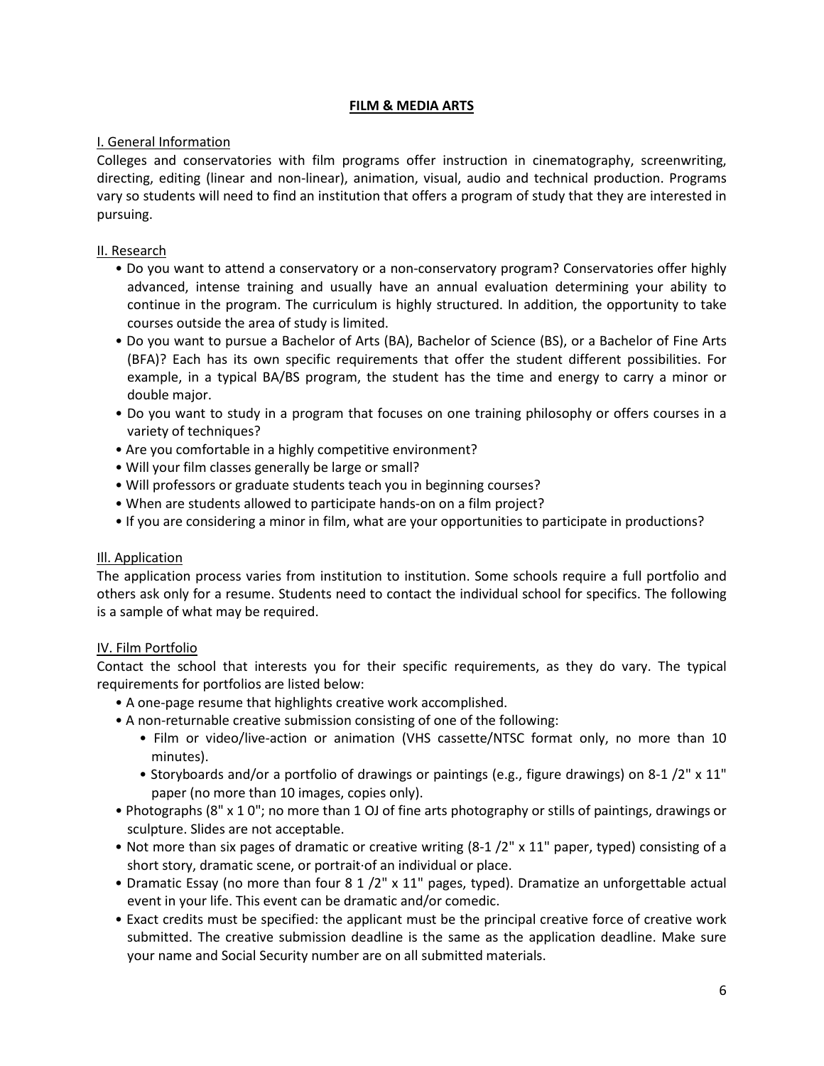## FILM & MEDIA ARTS

### I. General Information

Colleges and conservatories with film programs offer instruction in cinematography, screenwriting, directing, editing (linear and non-linear), animation, visual, audio and technical production. Programs vary so students will need to find an institution that offers a program of study that they are interested in pursuing.

### II. Research

- Do you want to attend a conservatory or a non-conservatory program? Conservatories offer highly advanced, intense training and usually have an annual evaluation determining your ability to continue in the program. The curriculum is highly structured. In addition, the opportunity to take courses outside the area of study is limited.
- Do you want to pursue a Bachelor of Arts (BA), Bachelor of Science (BS), or a Bachelor of Fine Arts (BFA)? Each has its own specific requirements that offer the student different possibilities. For example, in a typical BA/BS program, the student has the time and energy to carry a minor or double major.
- Do you want to study in a program that focuses on one training philosophy or offers courses in a variety of techniques?
- Are you comfortable in a highly competitive environment?
- Will your film classes generally be large or small?
- Will professors or graduate students teach you in beginning courses?
- When are students allowed to participate hands-on on a film project?
- If you are considering a minor in film, what are your opportunities to participate in productions?

### Ill. Application

The application process varies from institution to institution. Some schools require a full portfolio and others ask only for a resume. Students need to contact the individual school for specifics. The following is a sample of what may be required.

### IV. Film Portfolio

Contact the school that interests you for their specific requirements, as they do vary. The typical requirements for portfolios are listed below:

- A one-page resume that highlights creative work accomplished.
- A non-returnable creative submission consisting of one of the following:
  - Film or video/live-action or animation (VHS cassette/NTSC format only, no more than 10 minutes).
  - Storyboards and/or a portfolio of drawings or paintings (e.g., figure drawings) on 8-1 /2" x 11" paper (no more than 10 images, copies only).
- Photographs (8" x 1 0"; no more than 1 OJ of fine arts photography or stills of paintings, drawings or sculpture. Slides are not acceptable.
- Not more than six pages of dramatic or creative writing (8-1 /2" x 11" paper, typed) consisting of a short story, dramatic scene, or portrait·of an individual or place.
- Dramatic Essay (no more than four 8 1 /2" x 11" pages, typed). Dramatize an unforgettable actual event in your life. This event can be dramatic and/or comedic.
- Exact credits must be specified: the applicant must be the principal creative force of creative work submitted. The creative submission deadline is the same as the application deadline. Make sure your name and Social Security number are on all submitted materials.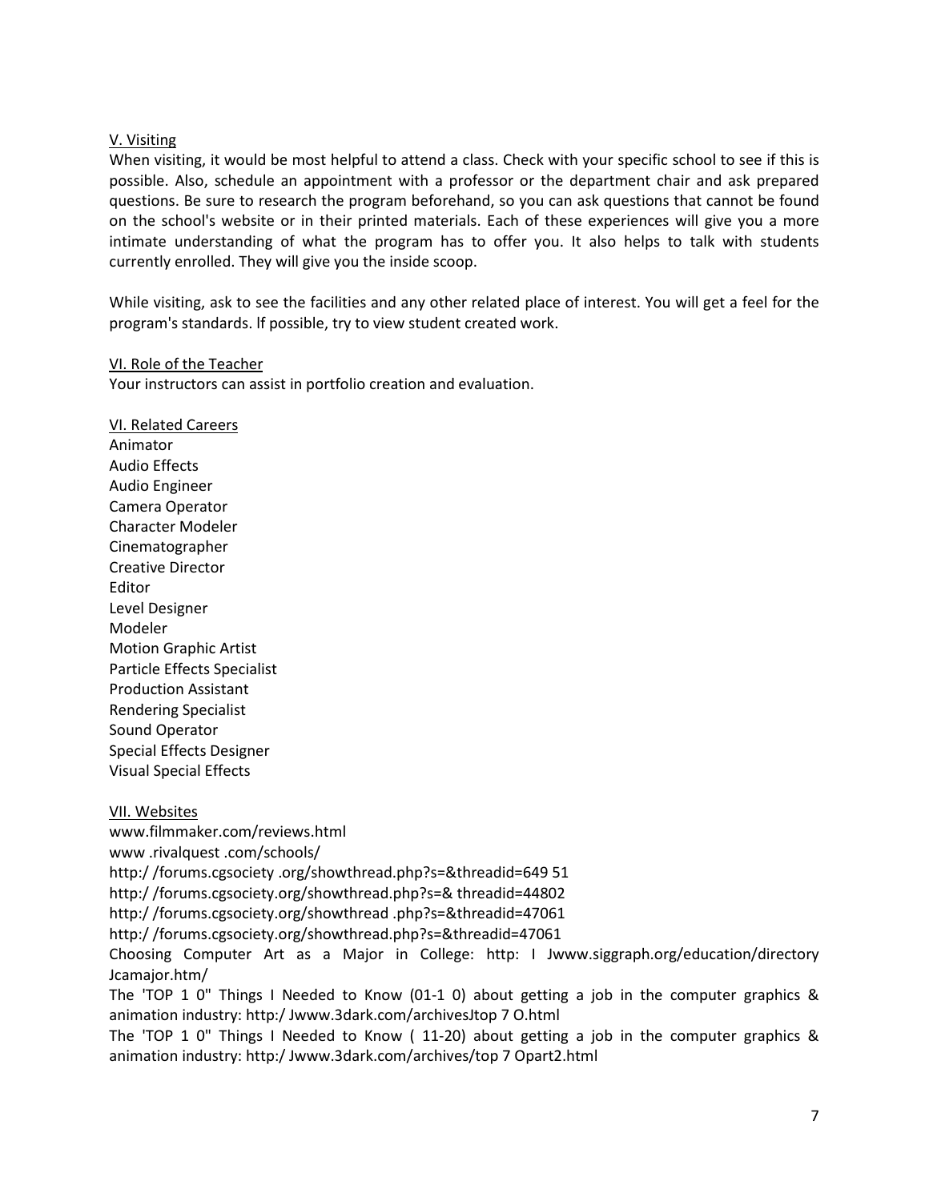## V. Visiting

When visiting, it would be most helpful to attend a class. Check with your specific school to see if this is possible. Also, schedule an appointment with a professor or the department chair and ask prepared questions. Be sure to research the program beforehand, so you can ask questions that cannot be found on the school's website or in their printed materials. Each of these experiences will give you a more intimate understanding of what the program has to offer you. It also helps to talk with students currently enrolled. They will give you the inside scoop.

While visiting, ask to see the facilities and any other related place of interest. You will get a feel for the program's standards. lf possible, try to view student created work.

## VI. Role of the Teacher

Your instructors can assist in portfolio creation and evaluation.

## VI. Related Careers

Animator
Audio Effects
Audio Engineer
Camera Operator
Character Modeler
Cinematographer
Creative Director
Editor
Level Designer
Modeler
Motion Graphic Artist
Particle Effects Specialist
Production Assistant
Rendering Specialist
Sound Operator
Special Effects Designer
Visual Special Effects

## VII. Websites

www.filmmaker.com/reviews.html
www .rivalquest .com/schools/
http:/ /forums.cgsociety .org/showthread.php?s=&threadid=649 51
http:/ /forums.cgsociety.org/showthread.php?s=& threadid=44802
http:/ /forums.cgsociety.org/showthread .php?s=&threadid=47061
http:/ /forums.cgsociety.org/showthread.php?s=&threadid=47061
Choosing Computer Art as a Major in College: http: I Jwww.siggraph.org/education/directory Jcamajor.htm/
The 'TOP 1 0" Things I Needed to Know (01-1 0) about getting a job in the computer graphics & animation industry: http:/ Jwww.3dark.com/archivesJtop 7 O.html
The 'TOP 1 0" Things I Needed to Know ( 11-20) about getting a job in the computer graphics & animation industry: http:/ Jwww.3dark.com/archives/top 7 Opart2.html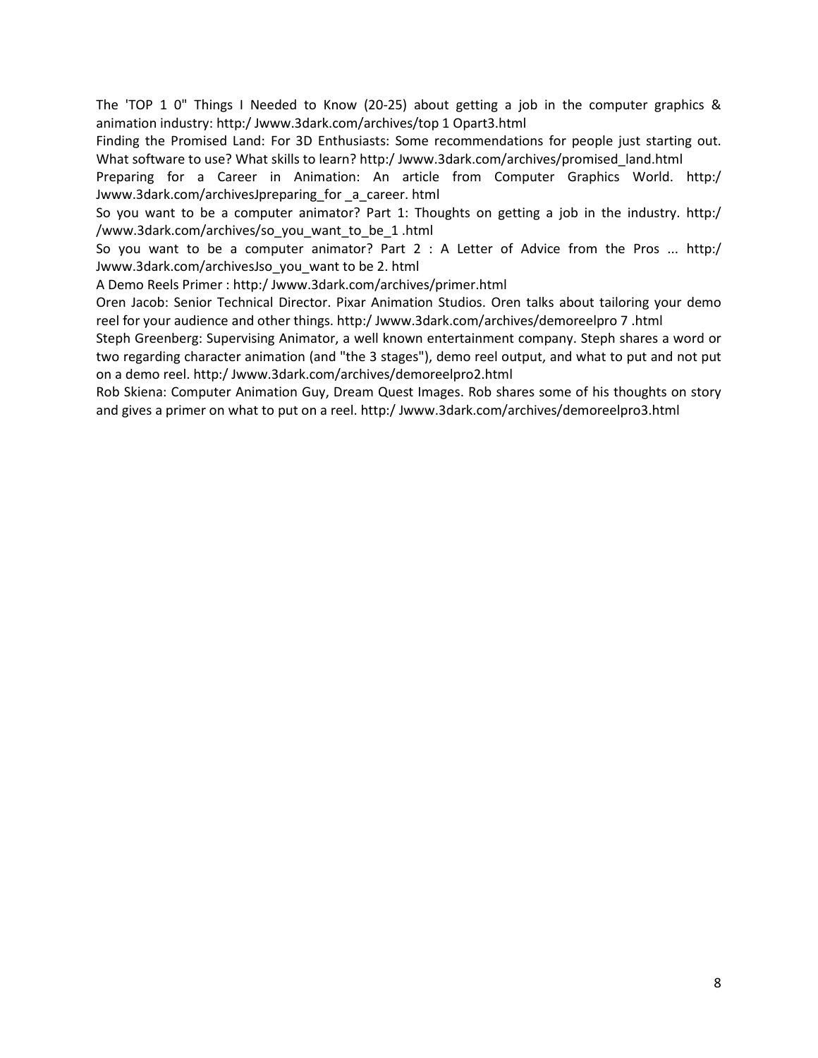The 'TOP 1 0" Things I Needed to Know (20-25) about getting a job in the computer graphics & animation industry: http:/ Jwww.3dark.com/archives/top 1 Opart3.html

Finding the Promised Land: For 3D Enthusiasts: Some recommendations for people just starting out. What software to use? What skills to learn? http:/ Jwww.3dark.com/archives/promised_land.html

Preparing for a Career in Animation: An article from Computer Graphics World. http:/ Jwww.3dark.com/archivesJpreparing_for _a_career. html

So you want to be a computer animator? Part 1: Thoughts on getting a job in the industry. http:/ /www.3dark.com/archives/so_you_want_to_be_1 .html

So you want to be a computer animator? Part 2 : A Letter of Advice from the Pros ... http:/ Jwww.3dark.com/archivesJso_you_want to be 2. html

A Demo Reels Primer : http:/ Jwww.3dark.com/archives/primer.html

Oren Jacob: Senior Technical Director. Pixar Animation Studios. Oren talks about tailoring your demo reel for your audience and other things. http:/ Jwww.3dark.com/archives/demoreelpro 7 .html

Steph Greenberg: Supervising Animator, a well known entertainment company. Steph shares a word or two regarding character animation (and "the 3 stages"), demo reel output, and what to put and not put on a demo reel. http:/ Jwww.3dark.com/archives/demoreelpro2.html

Rob Skiena: Computer Animation Guy, Dream Quest Images. Rob shares some of his thoughts on story and gives a primer on what to put on a reel. http:/ Jwww.3dark.com/archives/demoreelpro3.html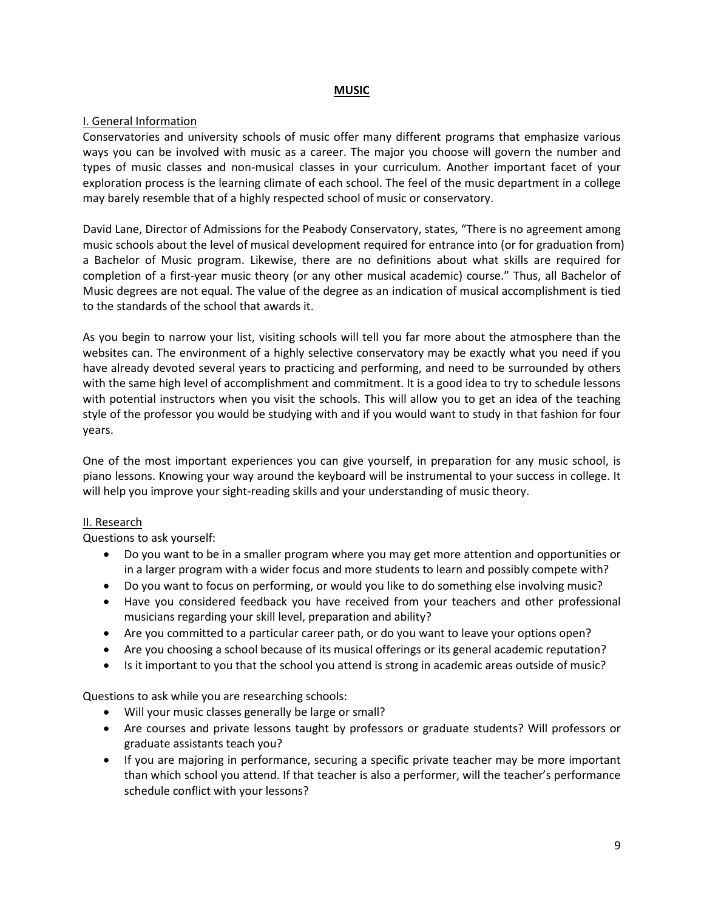## MUSIC

### I. General Information

Conservatories and university schools of music offer many different programs that emphasize various ways you can be involved with music as a career. The major you choose will govern the number and types of music classes and non-musical classes in your curriculum. Another important facet of your exploration process is the learning climate of each school. The feel of the music department in a college may barely resemble that of a highly respected school of music or conservatory.

David Lane, Director of Admissions for the Peabody Conservatory, states, "There is no agreement among music schools about the level of musical development required for entrance into (or for graduation from) a Bachelor of Music program. Likewise, there are no definitions about what skills are required for completion of a first-year music theory (or any other musical academic) course." Thus, all Bachelor of Music degrees are not equal. The value of the degree as an indication of musical accomplishment is tied to the standards of the school that awards it.

As you begin to narrow your list, visiting schools will tell you far more about the atmosphere than the websites can. The environment of a highly selective conservatory may be exactly what you need if you have already devoted several years to practicing and performing, and need to be surrounded by others with the same high level of accomplishment and commitment. It is a good idea to try to schedule lessons with potential instructors when you visit the schools. This will allow you to get an idea of the teaching style of the professor you would be studying with and if you would want to study in that fashion for four years.

One of the most important experiences you can give yourself, in preparation for any music school, is piano lessons. Knowing your way around the keyboard will be instrumental to your success in college. It will help you improve your sight-reading skills and your understanding of music theory.

### II. Research

Questions to ask yourself:

- Do you want to be in a smaller program where you may get more attention and opportunities or in a larger program with a wider focus and more students to learn and possibly compete with?
- Do you want to focus on performing, or would you like to do something else involving music?
- Have you considered feedback you have received from your teachers and other professional musicians regarding your skill level, preparation and ability?
- Are you committed to a particular career path, or do you want to leave your options open?
- Are you choosing a school because of its musical offerings or its general academic reputation?
- Is it important to you that the school you attend is strong in academic areas outside of music?

Questions to ask while you are researching schools:

- Will your music classes generally be large or small?
- Are courses and private lessons taught by professors or graduate students? Will professors or graduate assistants teach you?
- If you are majoring in performance, securing a specific private teacher may be more important than which school you attend. If that teacher is also a performer, will the teacher's performance schedule conflict with your lessons?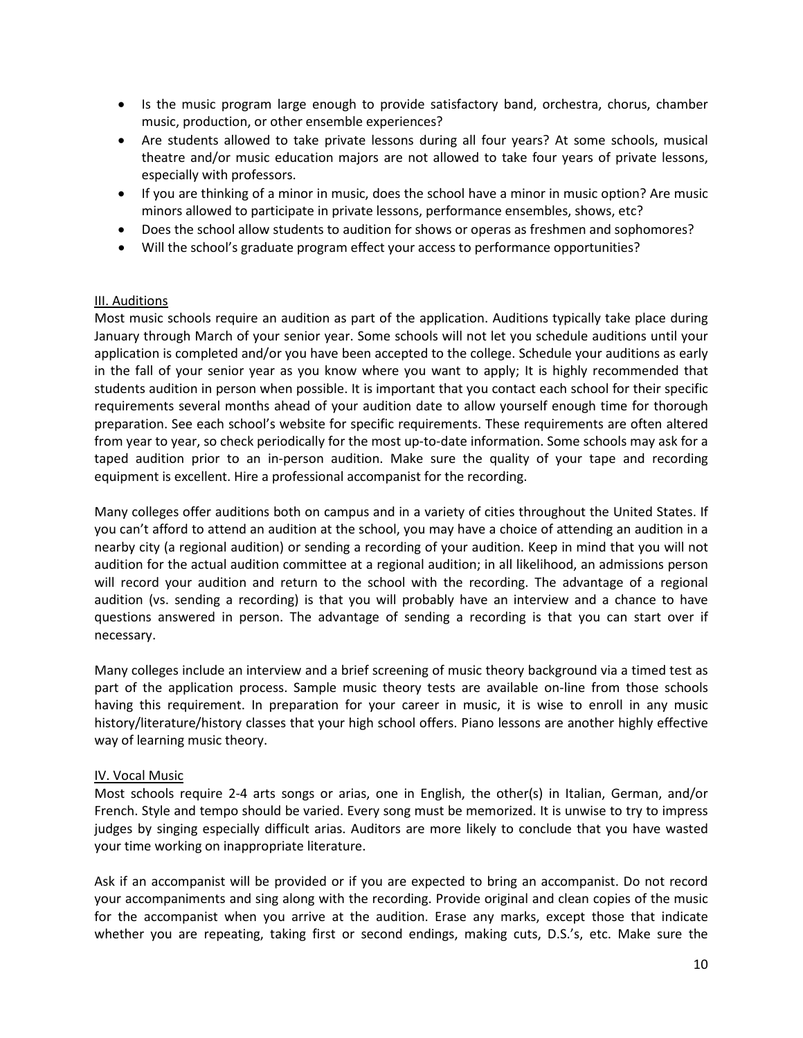- Is the music program large enough to provide satisfactory band, orchestra, chorus, chamber music, production, or other ensemble experiences?
- Are students allowed to take private lessons during all four years? At some schools, musical theatre and/or music education majors are not allowed to take four years of private lessons, especially with professors.
- If you are thinking of a minor in music, does the school have a minor in music option? Are music minors allowed to participate in private lessons, performance ensembles, shows, etc?
- Does the school allow students to audition for shows or operas as freshmen and sophomores?
- Will the school's graduate program effect your access to performance opportunities?

## III. Auditions

Most music schools require an audition as part of the application. Auditions typically take place during January through March of your senior year. Some schools will not let you schedule auditions until your application is completed and/or you have been accepted to the college. Schedule your auditions as early in the fall of your senior year as you know where you want to apply; It is highly recommended that students audition in person when possible. It is important that you contact each school for their specific requirements several months ahead of your audition date to allow yourself enough time for thorough preparation. See each school's website for specific requirements. These requirements are often altered from year to year, so check periodically for the most up-to-date information. Some schools may ask for a taped audition prior to an in-person audition. Make sure the quality of your tape and recording equipment is excellent. Hire a professional accompanist for the recording.

Many colleges offer auditions both on campus and in a variety of cities throughout the United States. If you can't afford to attend an audition at the school, you may have a choice of attending an audition in a nearby city (a regional audition) or sending a recording of your audition. Keep in mind that you will not audition for the actual audition committee at a regional audition; in all likelihood, an admissions person will record your audition and return to the school with the recording. The advantage of a regional audition (vs. sending a recording) is that you will probably have an interview and a chance to have questions answered in person. The advantage of sending a recording is that you can start over if necessary.

Many colleges include an interview and a brief screening of music theory background via a timed test as part of the application process. Sample music theory tests are available on-line from those schools having this requirement. In preparation for your career in music, it is wise to enroll in any music history/literature/history classes that your high school offers. Piano lessons are another highly effective way of learning music theory.

## IV. Vocal Music

Most schools require 2-4 arts songs or arias, one in English, the other(s) in Italian, German, and/or French. Style and tempo should be varied. Every song must be memorized. It is unwise to try to impress judges by singing especially difficult arias. Auditors are more likely to conclude that you have wasted your time working on inappropriate literature.

Ask if an accompanist will be provided or if you are expected to bring an accompanist. Do not record your accompaniments and sing along with the recording. Provide original and clean copies of the music for the accompanist when you arrive at the audition. Erase any marks, except those that indicate whether you are repeating, taking first or second endings, making cuts, D.S.'s, etc. Make sure the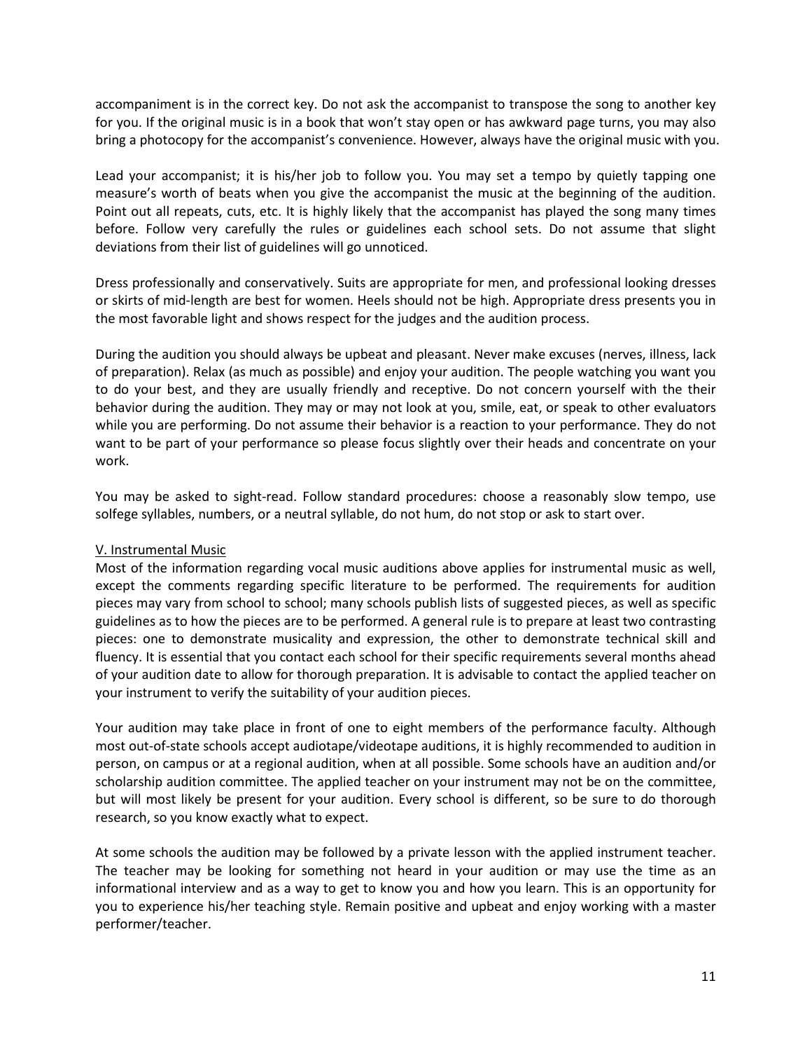accompaniment is in the correct key. Do not ask the accompanist to transpose the song to another key for you. If the original music is in a book that won't stay open or has awkward page turns, you may also bring a photocopy for the accompanist's convenience. However, always have the original music with you.

Lead your accompanist; it is his/her job to follow you. You may set a tempo by quietly tapping one measure's worth of beats when you give the accompanist the music at the beginning of the audition. Point out all repeats, cuts, etc. It is highly likely that the accompanist has played the song many times before. Follow very carefully the rules or guidelines each school sets. Do not assume that slight deviations from their list of guidelines will go unnoticed.

Dress professionally and conservatively. Suits are appropriate for men, and professional looking dresses or skirts of mid-length are best for women. Heels should not be high. Appropriate dress presents you in the most favorable light and shows respect for the judges and the audition process.

During the audition you should always be upbeat and pleasant. Never make excuses (nerves, illness, lack of preparation). Relax (as much as possible) and enjoy your audition. The people watching you want you to do your best, and they are usually friendly and receptive. Do not concern yourself with the their behavior during the audition. They may or may not look at you, smile, eat, or speak to other evaluators while you are performing. Do not assume their behavior is a reaction to your performance. They do not want to be part of your performance so please focus slightly over their heads and concentrate on your work.

You may be asked to sight-read. Follow standard procedures: choose a reasonably slow tempo, use solfege syllables, numbers, or a neutral syllable, do not hum, do not stop or ask to start over.

## V. Instrumental Music

Most of the information regarding vocal music auditions above applies for instrumental music as well, except the comments regarding specific literature to be performed. The requirements for audition pieces may vary from school to school; many schools publish lists of suggested pieces, as well as specific guidelines as to how the pieces are to be performed. A general rule is to prepare at least two contrasting pieces: one to demonstrate musicality and expression, the other to demonstrate technical skill and fluency. It is essential that you contact each school for their specific requirements several months ahead of your audition date to allow for thorough preparation. It is advisable to contact the applied teacher on your instrument to verify the suitability of your audition pieces.

Your audition may take place in front of one to eight members of the performance faculty. Although most out-of-state schools accept audiotape/videotape auditions, it is highly recommended to audition in person, on campus or at a regional audition, when at all possible. Some schools have an audition and/or scholarship audition committee. The applied teacher on your instrument may not be on the committee, but will most likely be present for your audition. Every school is different, so be sure to do thorough research, so you know exactly what to expect.

At some schools the audition may be followed by a private lesson with the applied instrument teacher. The teacher may be looking for something not heard in your audition or may use the time as an informational interview and as a way to get to know you and how you learn. This is an opportunity for you to experience his/her teaching style. Remain positive and upbeat and enjoy working with a master performer/teacher.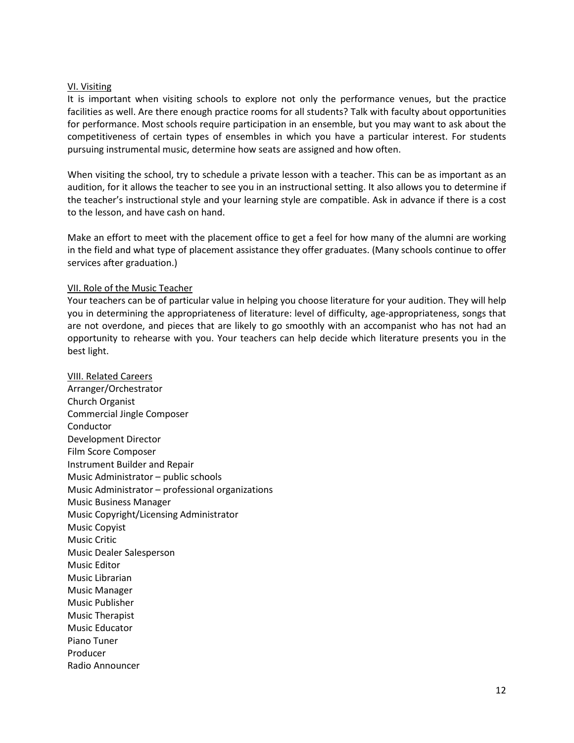## VI. Visiting

It is important when visiting schools to explore not only the performance venues, but the practice facilities as well. Are there enough practice rooms for all students? Talk with faculty about opportunities for performance. Most schools require participation in an ensemble, but you may want to ask about the competitiveness of certain types of ensembles in which you have a particular interest. For students pursuing instrumental music, determine how seats are assigned and how often.

When visiting the school, try to schedule a private lesson with a teacher. This can be as important as an audition, for it allows the teacher to see you in an instructional setting. It also allows you to determine if the teacher's instructional style and your learning style are compatible. Ask in advance if there is a cost to the lesson, and have cash on hand.

Make an effort to meet with the placement office to get a feel for how many of the alumni are working in the field and what type of placement assistance they offer graduates. (Many schools continue to offer services after graduation.)

## VII. Role of the Music Teacher

Your teachers can be of particular value in helping you choose literature for your audition. They will help you in determining the appropriateness of literature: level of difficulty, age-appropriateness, songs that are not overdone, and pieces that are likely to go smoothly with an accompanist who has not had an opportunity to rehearse with you. Your teachers can help decide which literature presents you in the best light.

## VIII. Related Careers

Arranger/Orchestrator
Church Organist
Commercial Jingle Composer
Conductor
Development Director
Film Score Composer
Instrument Builder and Repair
Music Administrator – public schools
Music Administrator – professional organizations
Music Business Manager
Music Copyright/Licensing Administrator
Music Copyist
Music Critic
Music Dealer Salesperson
Music Editor
Music Librarian
Music Manager
Music Publisher
Music Therapist
Music Educator
Piano Tuner
Producer
Radio Announcer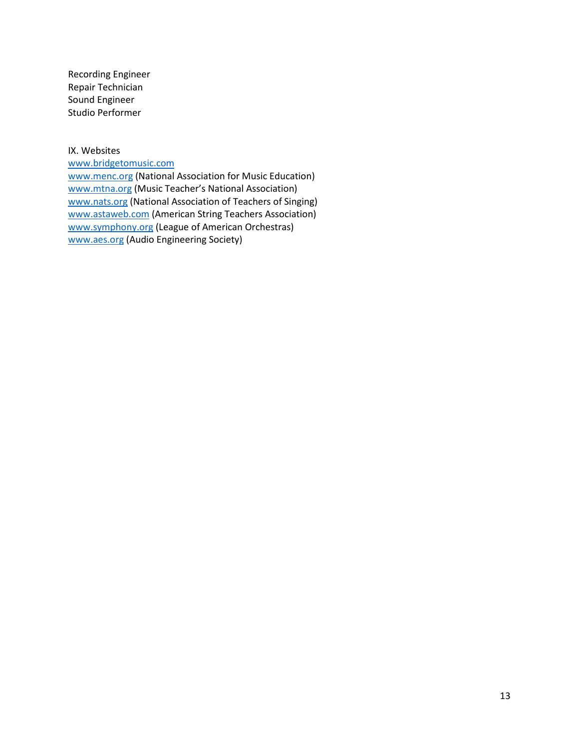Recording Engineer
Repair Technician
Sound Engineer
Studio Performer

## IX. Websites

www.bridgetomusic.com
www.menc.org (National Association for Music Education)
www.mtna.org (Music Teacher's National Association)
www.nats.org (National Association of Teachers of Singing)
www.astaweb.com (American String Teachers Association)
www.symphony.org (League of American Orchestras)
www.aes.org (Audio Engineering Society)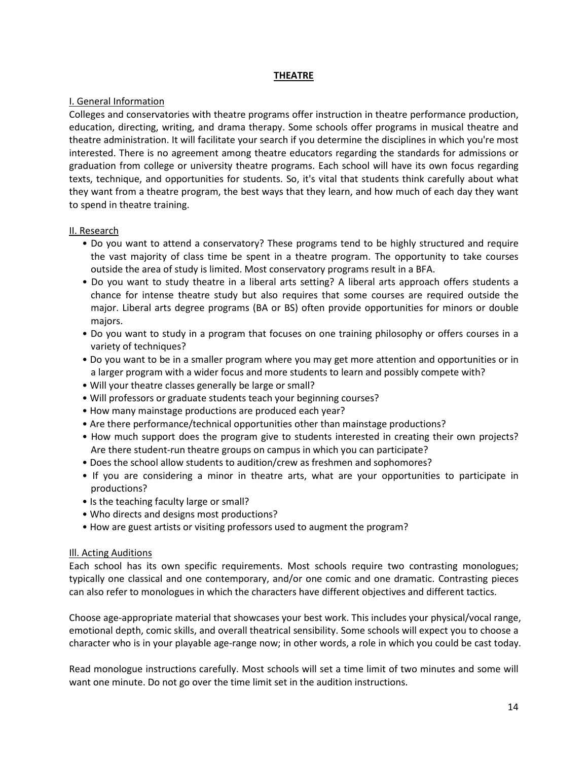# THEATRE

## I. General Information

Colleges and conservatories with theatre programs offer instruction in theatre performance production, education, directing, writing, and drama therapy. Some schools offer programs in musical theatre and theatre administration. It will facilitate your search if you determine the disciplines in which you're most interested. There is no agreement among theatre educators regarding the standards for admissions or graduation from college or university theatre programs. Each school will have its own focus regarding texts, technique, and opportunities for students. So, it's vital that students think carefully about what they want from a theatre program, the best ways that they learn, and how much of each day they want to spend in theatre training.

## II. Research

- Do you want to attend a conservatory? These programs tend to be highly structured and require the vast majority of class time be spent in a theatre program. The opportunity to take courses outside the area of study is limited. Most conservatory programs result in a BFA.
- Do you want to study theatre in a liberal arts setting? A liberal arts approach offers students a chance for intense theatre study but also requires that some courses are required outside the major. Liberal arts degree programs (BA or BS) often provide opportunities for minors or double majors.
- Do you want to study in a program that focuses on one training philosophy or offers courses in a variety of techniques?
- Do you want to be in a smaller program where you may get more attention and opportunities or in a larger program with a wider focus and more students to learn and possibly compete with?
- Will your theatre classes generally be large or small?
- Will professors or graduate students teach your beginning courses?
- How many mainstage productions are produced each year?
- Are there performance/technical opportunities other than mainstage productions?
- How much support does the program give to students interested in creating their own projects? Are there student-run theatre groups on campus in which you can participate?
- Does the school allow students to audition/crew as freshmen and sophomores?
- If you are considering a minor in theatre arts, what are your opportunities to participate in productions?
- Is the teaching faculty large or small?
- Who directs and designs most productions?
- How are guest artists or visiting professors used to augment the program?

## III. Acting Auditions

Each school has its own specific requirements. Most schools require two contrasting monologues; typically one classical and one contemporary, and/or one comic and one dramatic. Contrasting pieces can also refer to monologues in which the characters have different objectives and different tactics.

Choose age-appropriate material that showcases your best work. This includes your physical/vocal range, emotional depth, comic skills, and overall theatrical sensibility. Some schools will expect you to choose a character who is in your playable age-range now; in other words, a role in which you could be cast today.

Read monologue instructions carefully. Most schools will set a time limit of two minutes and some will want one minute. Do not go over the time limit set in the audition instructions.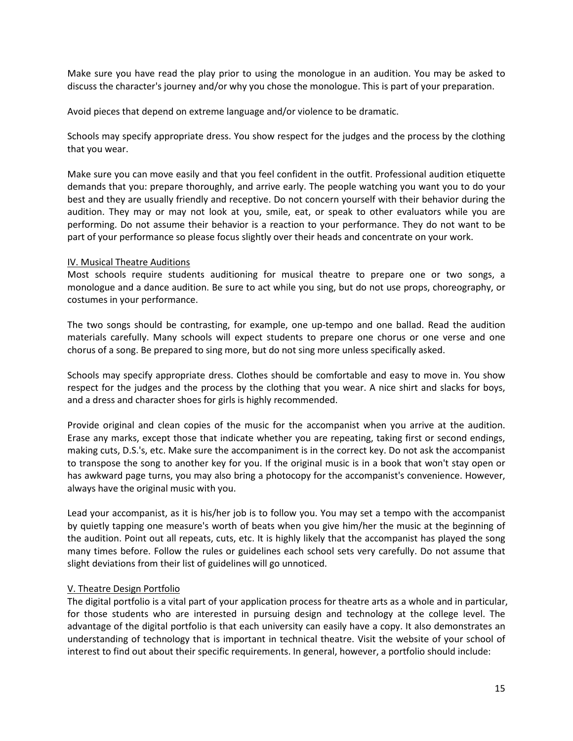Make sure you have read the play prior to using the monologue in an audition. You may be asked to discuss the character's journey and/or why you chose the monologue. This is part of your preparation.

Avoid pieces that depend on extreme language and/or violence to be dramatic.

Schools may specify appropriate dress. You show respect for the judges and the process by the clothing that you wear.

Make sure you can move easily and that you feel confident in the outfit. Professional audition etiquette demands that you: prepare thoroughly, and arrive early. The people watching you want you to do your best and they are usually friendly and receptive. Do not concern yourself with their behavior during the audition. They may or may not look at you, smile, eat, or speak to other evaluators while you are performing. Do not assume their behavior is a reaction to your performance. They do not want to be part of your performance so please focus slightly over their heads and concentrate on your work.

## IV. Musical Theatre Auditions

Most schools require students auditioning for musical theatre to prepare one or two songs, a monologue and a dance audition. Be sure to act while you sing, but do not use props, choreography, or costumes in your performance.

The two songs should be contrasting, for example, one up-tempo and one ballad. Read the audition materials carefully. Many schools will expect students to prepare one chorus or one verse and one chorus of a song. Be prepared to sing more, but do not sing more unless specifically asked.

Schools may specify appropriate dress. Clothes should be comfortable and easy to move in. You show respect for the judges and the process by the clothing that you wear. A nice shirt and slacks for boys, and a dress and character shoes for girls is highly recommended.

Provide original and clean copies of the music for the accompanist when you arrive at the audition. Erase any marks, except those that indicate whether you are repeating, taking first or second endings, making cuts, D.S.'s, etc. Make sure the accompaniment is in the correct key. Do not ask the accompanist to transpose the song to another key for you. If the original music is in a book that won't stay open or has awkward page turns, you may also bring a photocopy for the accompanist's convenience. However, always have the original music with you.

Lead your accompanist, as it is his/her job is to follow you. You may set a tempo with the accompanist by quietly tapping one measure's worth of beats when you give him/her the music at the beginning of the audition. Point out all repeats, cuts, etc. It is highly likely that the accompanist has played the song many times before. Follow the rules or guidelines each school sets very carefully. Do not assume that slight deviations from their list of guidelines will go unnoticed.

## V. Theatre Design Portfolio

The digital portfolio is a vital part of your application process for theatre arts as a whole and in particular, for those students who are interested in pursuing design and technology at the college level. The advantage of the digital portfolio is that each university can easily have a copy. It also demonstrates an understanding of technology that is important in technical theatre. Visit the website of your school of interest to find out about their specific requirements. In general, however, a portfolio should include: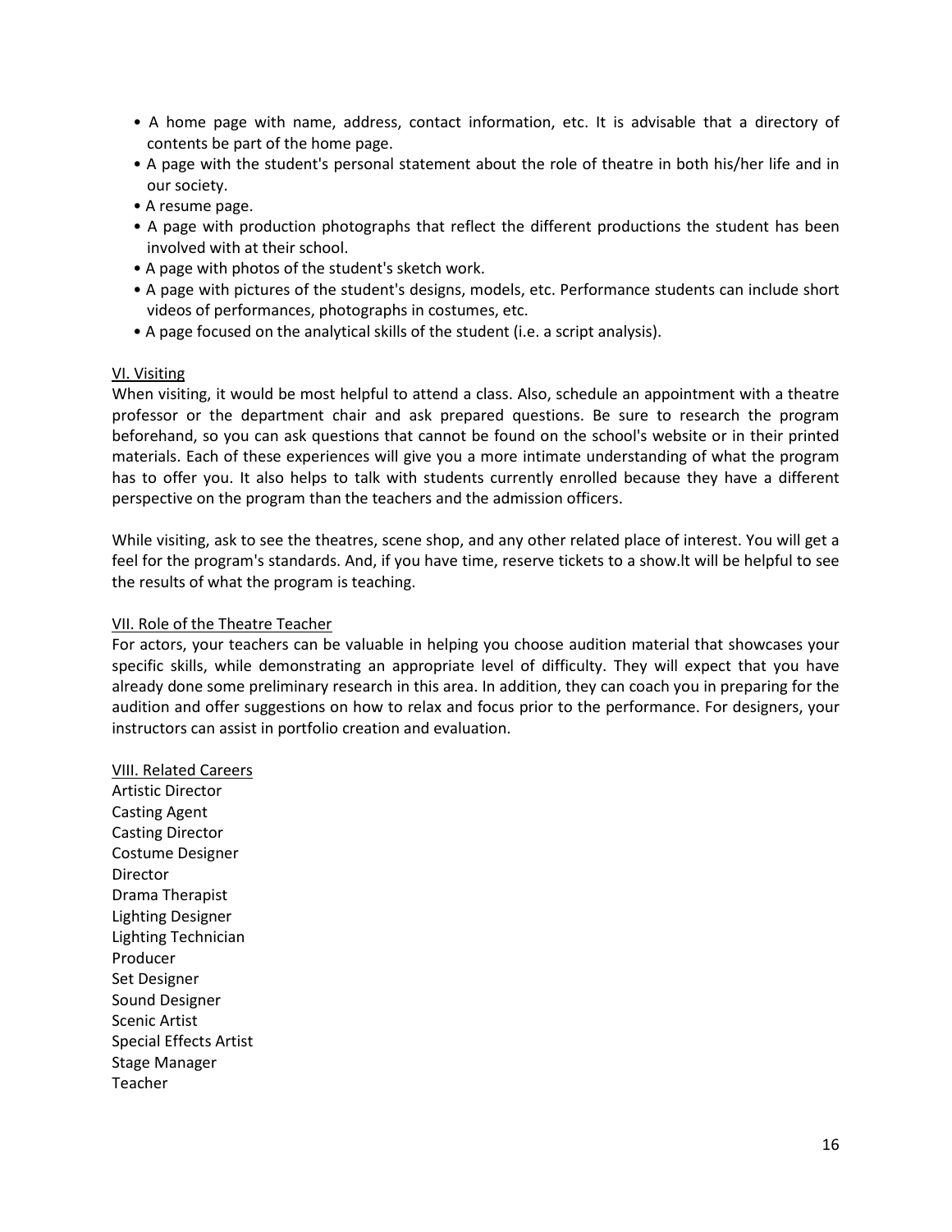- A home page with name, address, contact information, etc. It is advisable that a directory of contents be part of the home page.
- A page with the student's personal statement about the role of theatre in both his/her life and in our society.
- A resume page.
- A page with production photographs that reflect the different productions the student has been involved with at their school.
- A page with photos of the student's sketch work.
- A page with pictures of the student's designs, models, etc. Performance students can include short videos of performances, photographs in costumes, etc.
- A page focused on the analytical skills of the student (i.e. a script analysis).

## VI. Visiting

When visiting, it would be most helpful to attend a class. Also, schedule an appointment with a theatre professor or the department chair and ask prepared questions. Be sure to research the program beforehand, so you can ask questions that cannot be found on the school's website or in their printed materials. Each of these experiences will give you a more intimate understanding of what the program has to offer you. It also helps to talk with students currently enrolled because they have a different perspective on the program than the teachers and the admission officers.

While visiting, ask to see the theatres, scene shop, and any other related place of interest. You will get a feel for the program's standards. And, if you have time, reserve tickets to a show.lt will be helpful to see the results of what the program is teaching.

## VII. Role of the Theatre Teacher

For actors, your teachers can be valuable in helping you choose audition material that showcases your specific skills, while demonstrating an appropriate level of difficulty. They will expect that you have already done some preliminary research in this area. In addition, they can coach you in preparing for the audition and offer suggestions on how to relax and focus prior to the performance. For designers, your instructors can assist in portfolio creation and evaluation.

## VIII. Related Careers

Artistic Director
Casting Agent
Casting Director
Costume Designer
Director
Drama Therapist
Lighting Designer
Lighting Technician
Producer
Set Designer
Sound Designer
Scenic Artist
Special Effects Artist
Stage Manager
Teacher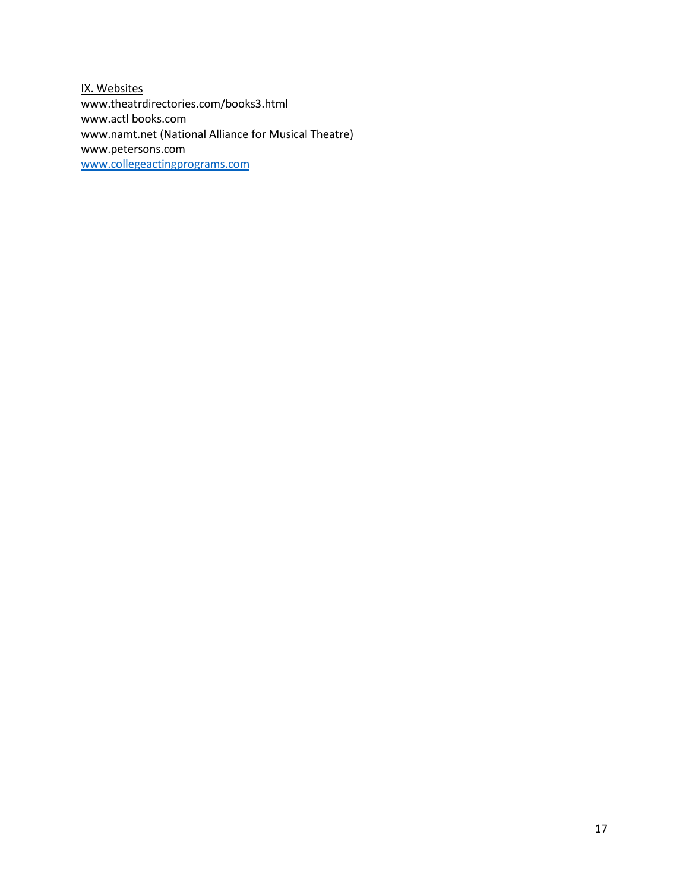IX. Websites

www.theatrdirectories.com/books3.html
www.actl books.com
www.namt.net (National Alliance for Musical Theatre)
www.petersons.com
www.collegeactingprograms.com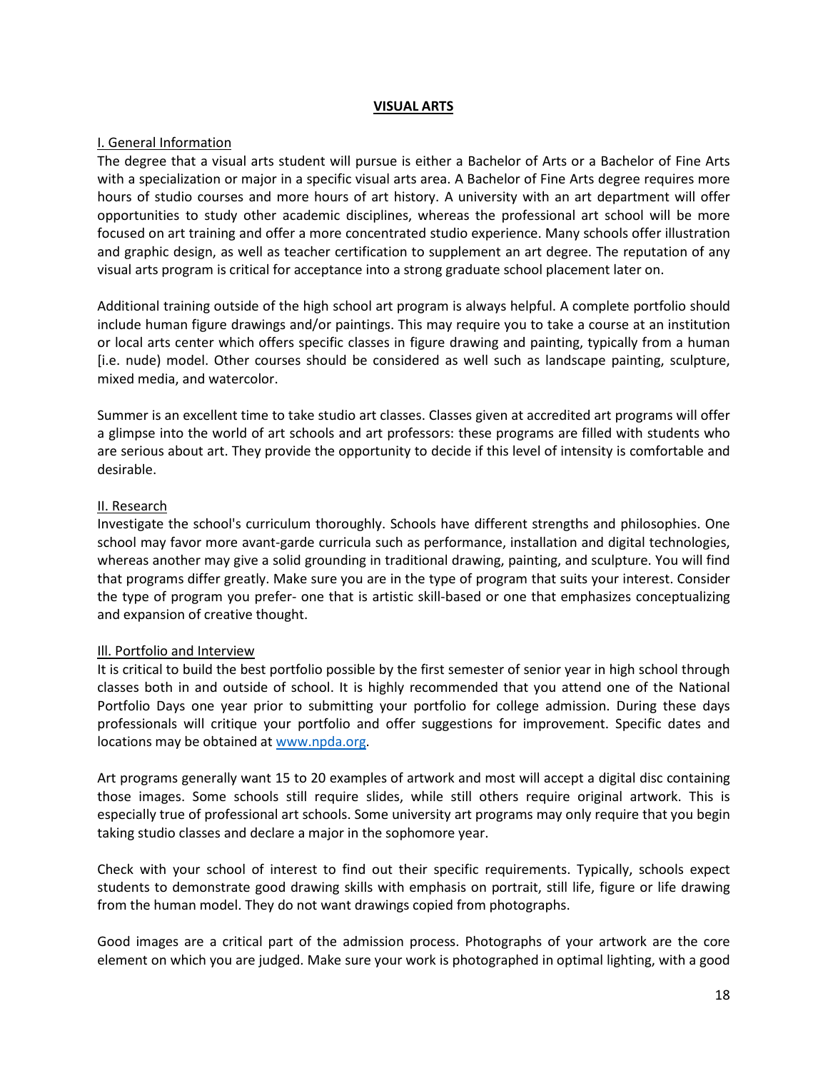## VISUAL ARTS

### I. General Information

The degree that a visual arts student will pursue is either a Bachelor of Arts or a Bachelor of Fine Arts with a specialization or major in a specific visual arts area. A Bachelor of Fine Arts degree requires more hours of studio courses and more hours of art history. A university with an art department will offer opportunities to study other academic disciplines, whereas the professional art school will be more focused on art training and offer a more concentrated studio experience. Many schools offer illustration and graphic design, as well as teacher certification to supplement an art degree. The reputation of any visual arts program is critical for acceptance into a strong graduate school placement later on.

Additional training outside of the high school art program is always helpful. A complete portfolio should include human figure drawings and/or paintings. This may require you to take a course at an institution or local arts center which offers specific classes in figure drawing and painting, typically from a human [i.e. nude] model. Other courses should be considered as well such as landscape painting, sculpture, mixed media, and watercolor.

Summer is an excellent time to take studio art classes. Classes given at accredited art programs will offer a glimpse into the world of art schools and art professors: these programs are filled with students who are serious about art. They provide the opportunity to decide if this level of intensity is comfortable and desirable.

### II. Research

Investigate the school's curriculum thoroughly. Schools have different strengths and philosophies. One school may favor more avant-garde curricula such as performance, installation and digital technologies, whereas another may give a solid grounding in traditional drawing, painting, and sculpture. You will find that programs differ greatly. Make sure you are in the type of program that suits your interest. Consider the type of program you prefer- one that is artistic skill-based or one that emphasizes conceptualizing and expansion of creative thought.

### Ill. Portfolio and Interview

It is critical to build the best portfolio possible by the first semester of senior year in high school through classes both in and outside of school. It is highly recommended that you attend one of the National Portfolio Days one year prior to submitting your portfolio for college admission. During these days professionals will critique your portfolio and offer suggestions for improvement. Specific dates and locations may be obtained at [www.npda.org](http://www.npda.org).

Art programs generally want 15 to 20 examples of artwork and most will accept a digital disc containing those images. Some schools still require slides, while still others require original artwork. This is especially true of professional art schools. Some university art programs may only require that you begin taking studio classes and declare a major in the sophomore year.

Check with your school of interest to find out their specific requirements. Typically, schools expect students to demonstrate good drawing skills with emphasis on portrait, still life, figure or life drawing from the human model. They do not want drawings copied from photographs.

Good images are a critical part of the admission process. Photographs of your artwork are the core element on which you are judged. Make sure your work is photographed in optimal lighting, with a good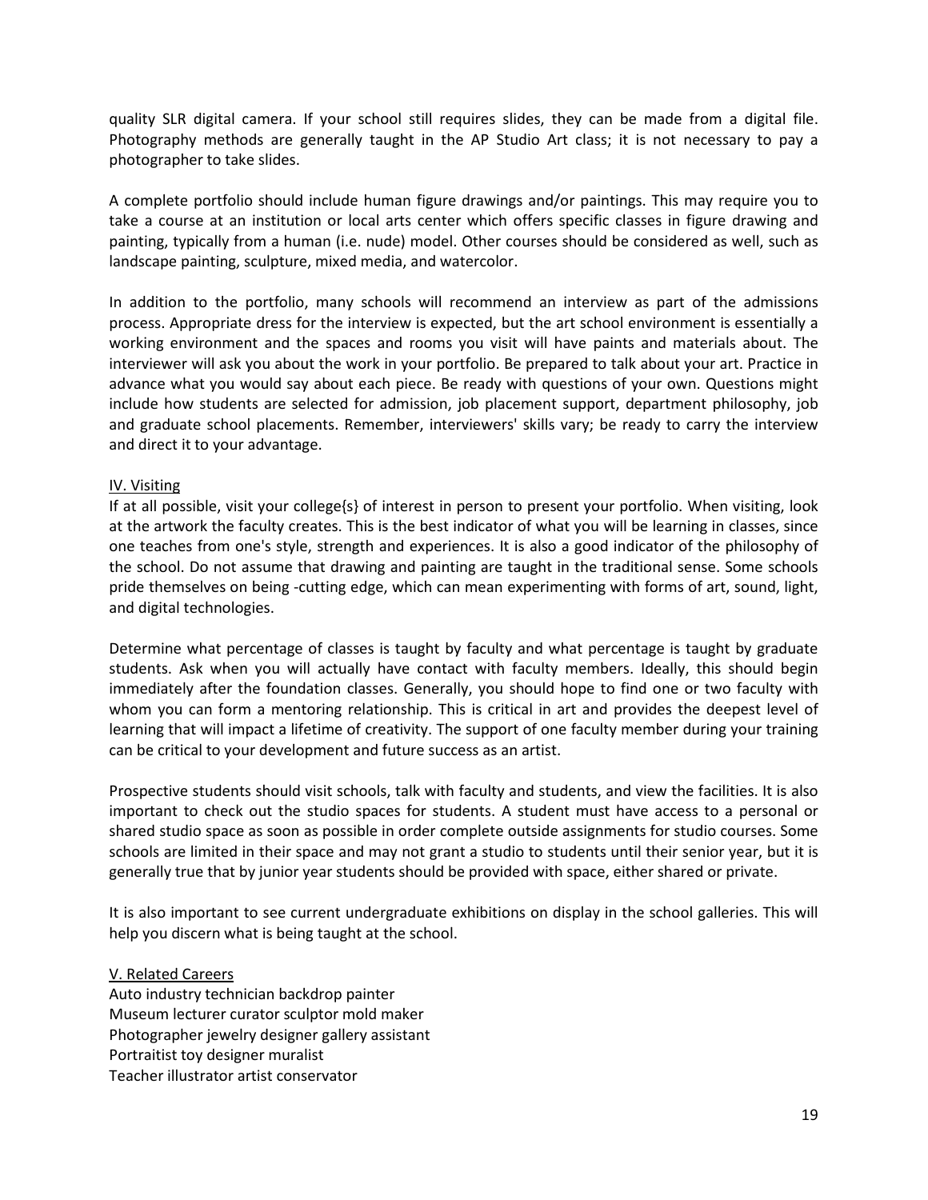quality SLR digital camera. If your school still requires slides, they can be made from a digital file. Photography methods are generally taught in the AP Studio Art class; it is not necessary to pay a photographer to take slides.

A complete portfolio should include human figure drawings and/or paintings. This may require you to take a course at an institution or local arts center which offers specific classes in figure drawing and painting, typically from a human (i.e. nude) model. Other courses should be considered as well, such as landscape painting, sculpture, mixed media, and watercolor.

In addition to the portfolio, many schools will recommend an interview as part of the admissions process. Appropriate dress for the interview is expected, but the art school environment is essentially a working environment and the spaces and rooms you visit will have paints and materials about. The interviewer will ask you about the work in your portfolio. Be prepared to talk about your art. Practice in advance what you would say about each piece. Be ready with questions of your own. Questions might include how students are selected for admission, job placement support, department philosophy, job and graduate school placements. Remember, interviewers' skills vary; be ready to carry the interview and direct it to your advantage.

## IV. Visiting

If at all possible, visit your college{s} of interest in person to present your portfolio. When visiting, look at the artwork the faculty creates. This is the best indicator of what you will be learning in classes, since one teaches from one's style, strength and experiences. It is also a good indicator of the philosophy of the school. Do not assume that drawing and painting are taught in the traditional sense. Some schools pride themselves on being -cutting edge, which can mean experimenting with forms of art, sound, light, and digital technologies.

Determine what percentage of classes is taught by faculty and what percentage is taught by graduate students. Ask when you will actually have contact with faculty members. Ideally, this should begin immediately after the foundation classes. Generally, you should hope to find one or two faculty with whom you can form a mentoring relationship. This is critical in art and provides the deepest level of learning that will impact a lifetime of creativity. The support of one faculty member during your training can be critical to your development and future success as an artist.

Prospective students should visit schools, talk with faculty and students, and view the facilities. It is also important to check out the studio spaces for students. A student must have access to a personal or shared studio space as soon as possible in order complete outside assignments for studio courses. Some schools are limited in their space and may not grant a studio to students until their senior year, but it is generally true that by junior year students should be provided with space, either shared or private.

It is also important to see current undergraduate exhibitions on display in the school galleries. This will help you discern what is being taught at the school.

## V. Related Careers

Auto industry technician backdrop painter
Museum lecturer curator sculptor mold maker
Photographer jewelry designer gallery assistant
Portraitist toy designer muralist
Teacher illustrator artist conservator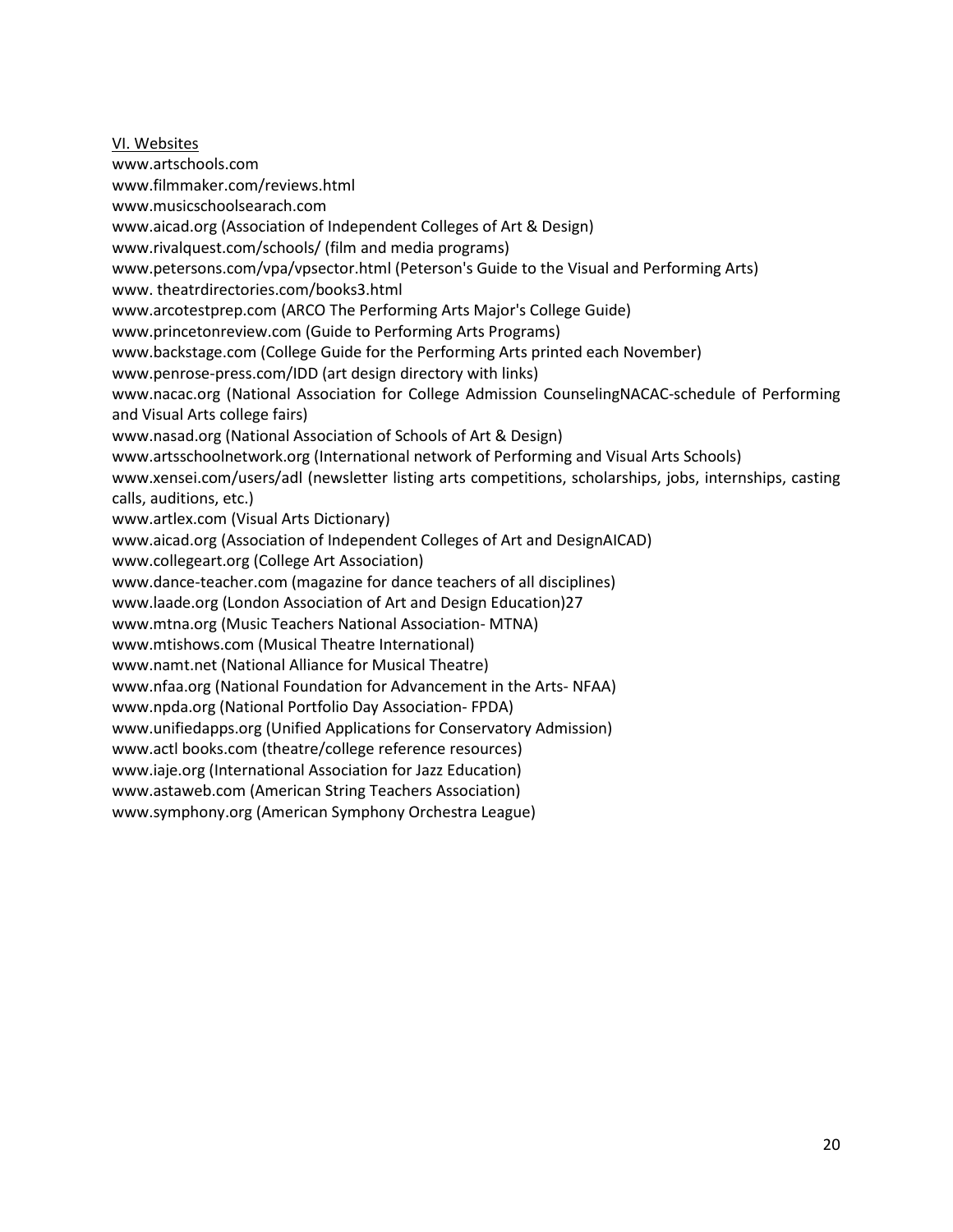VI. Websites

www.artschools.com  
www.filmmaker.com/reviews.html  
www.musicschoolsearach.com  
www.aicad.org (Association of Independent Colleges of Art & Design)  
www.rivalquest.com/schools/ (film and media programs)  
www.petersons.com/vpa/vpsector.html (Peterson's Guide to the Visual and Performing Arts)  
www. theatrdirectories.com/books3.html  
www.arcotestprep.com (ARCO The Performing Arts Major's College Guide)  
www.princetonreview.com (Guide to Performing Arts Programs)  
www.backstage.com (College Guide for the Performing Arts printed each November)  
www.penrose-press.com/IDD (art design directory with links)  
www.nacac.org (National Association for College Admission CounselingNACAC-schedule of Performing and Visual Arts college fairs)  
www.nasad.org (National Association of Schools of Art & Design)  
www.artsschoolnetwork.org (International network of Performing and Visual Arts Schools)  
www.xensei.com/users/adl (newsletter listing arts competitions, scholarships, jobs, internships, casting calls, auditions, etc.)  
www.artlex.com (Visual Arts Dictionary)  
www.aicad.org (Association of Independent Colleges of Art and DesignAICAD)  
www.collegeart.org (College Art Association)  
www.dance-teacher.com (magazine for dance teachers of all disciplines)  
www.laade.org (London Association of Art and Design Education)27  
www.mtna.org (Music Teachers National Association- MTNA)  
www.mtishows.com (Musical Theatre International)  
www.namt.net (National Alliance for Musical Theatre)  
www.nfaa.org (National Foundation for Advancement in the Arts- NFAA)  
www.npda.org (National Portfolio Day Association- FPDA)  
www.unifiedapps.org (Unified Applications for Conservatory Admission)  
www.actl books.com (theatre/college reference resources)  
www.iaje.org (International Association for Jazz Education)  
www.astaweb.com (American String Teachers Association)  
www.symphony.org (American Symphony Orchestra League)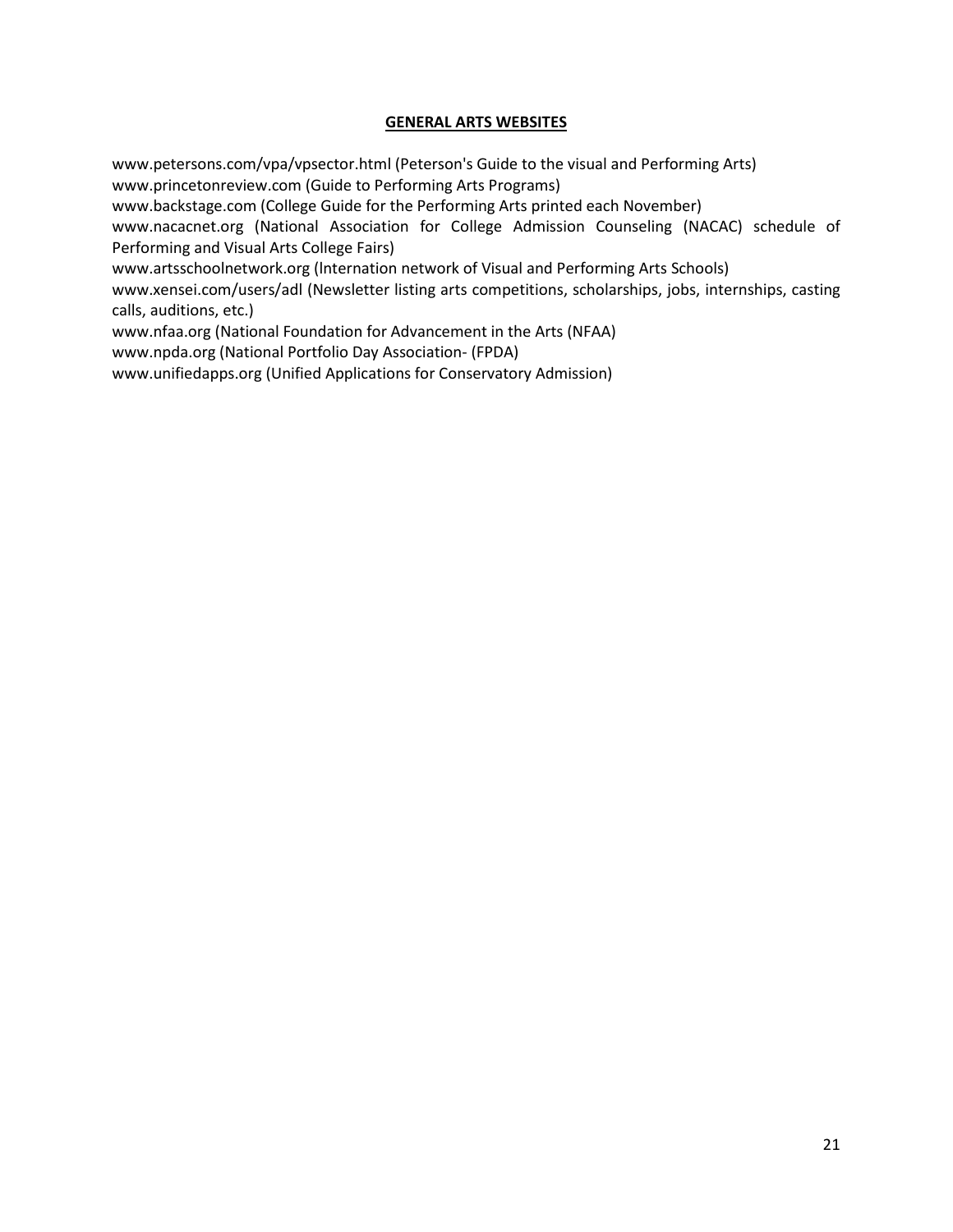## GENERAL ARTS WEBSITES

www.petersons.com/vpa/vpsector.html (Peterson's Guide to the visual and Performing Arts)
www.princetonreview.com (Guide to Performing Arts Programs)
www.backstage.com (College Guide for the Performing Arts printed each November)
www.nacacnet.org (National Association for College Admission Counseling (NACAC) schedule of Performing and Visual Arts College Fairs)
www.artsschoolnetwork.org (lnternation network of Visual and Performing Arts Schools)
www.xensei.com/users/adl (Newsletter listing arts competitions, scholarships, jobs, internships, casting calls, auditions, etc.)
www.nfaa.org (National Foundation for Advancement in the Arts (NFAA)
www.npda.org (National Portfolio Day Association- (FPDA)
www.unifiedapps.org (Unified Applications for Conservatory Admission)